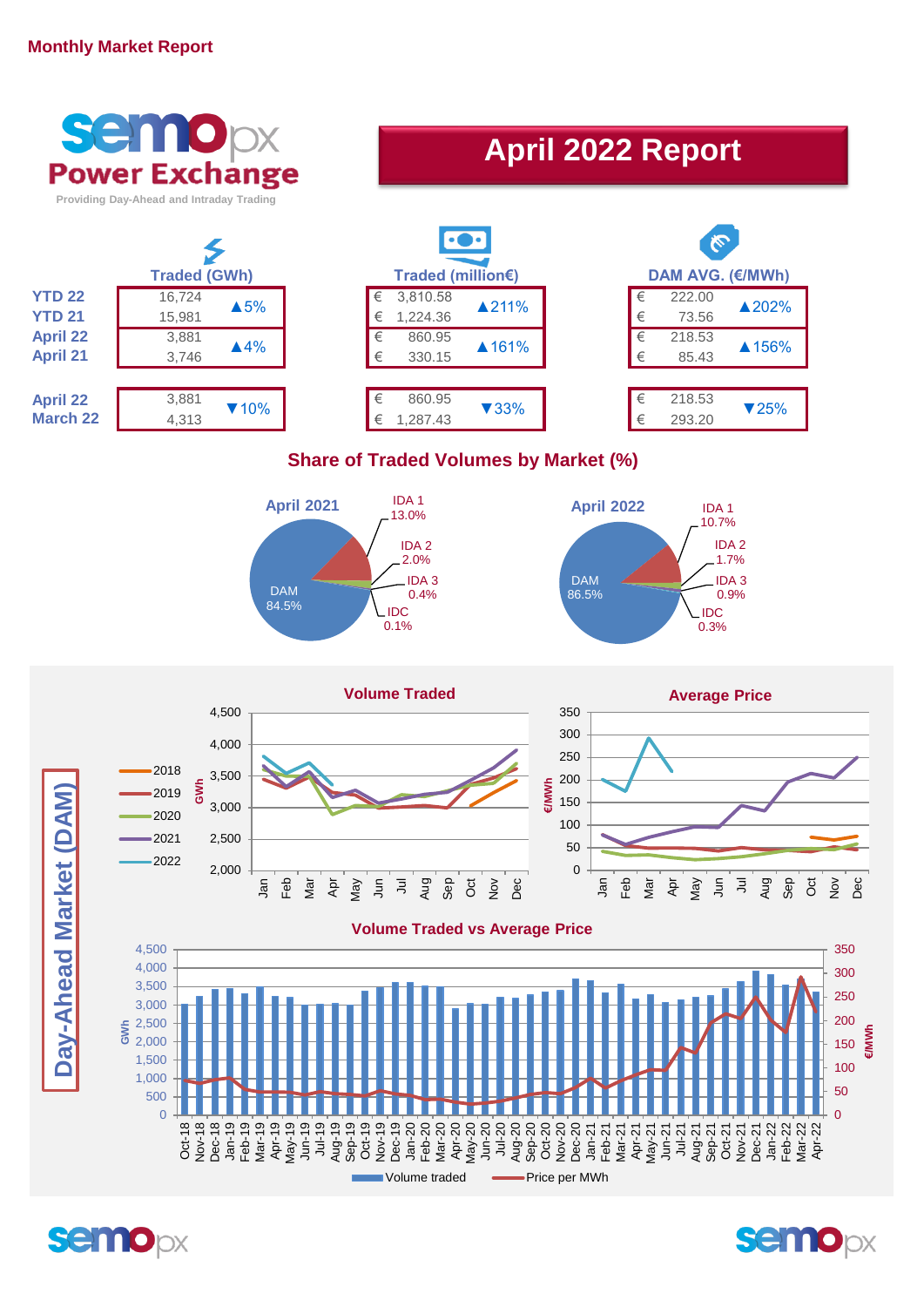**Monthly Market Report**

semopx Power Exchange
Providing Day-Ahead and Intraday Trading

# April 2022 Report

| | Traded (GWh) | | Traded (million€) | | DAM AVG. (€/MWh) | |
|---|---|---|---|---|---|---|
| YTD 22 | 16,724 | ▲5% | € 3,810.58 | ▲211% | € 222.00 | ▲202% |
| YTD 21 | 15,981 | | € 1,224.36 | | € 73.56 | |
| April 22 | 3,881 | ▲4% | € 860.95 | ▲161% | € 218.53 | ▲156% |
| April 21 | 3,746 | | € 330.15 | | € 85.43 | |
| April 22 | 3,881 | ▼10% | € 860.95 | ▼33% | € 218.53 | ▼25% |
| March 22 | 4,313 | | € 1,287.43 | | € 293.20 | |

## Share of Traded Volumes by Market (%)

| Market | April 2021 | April 2022 |
|---|---|---|
| DAM | 84.5% | 86.5% |
| IDA 1 | 13.0% | 10.7% |
| IDA 2 | 2.0% | 1.7% |
| IDA 3 | 0.4% | 0.9% |
| IDC | 0.1% | 0.3% |

## Day-Ahead Market (DAM)

### Volume Traded

### Average Price

### Volume Traded vs Average Price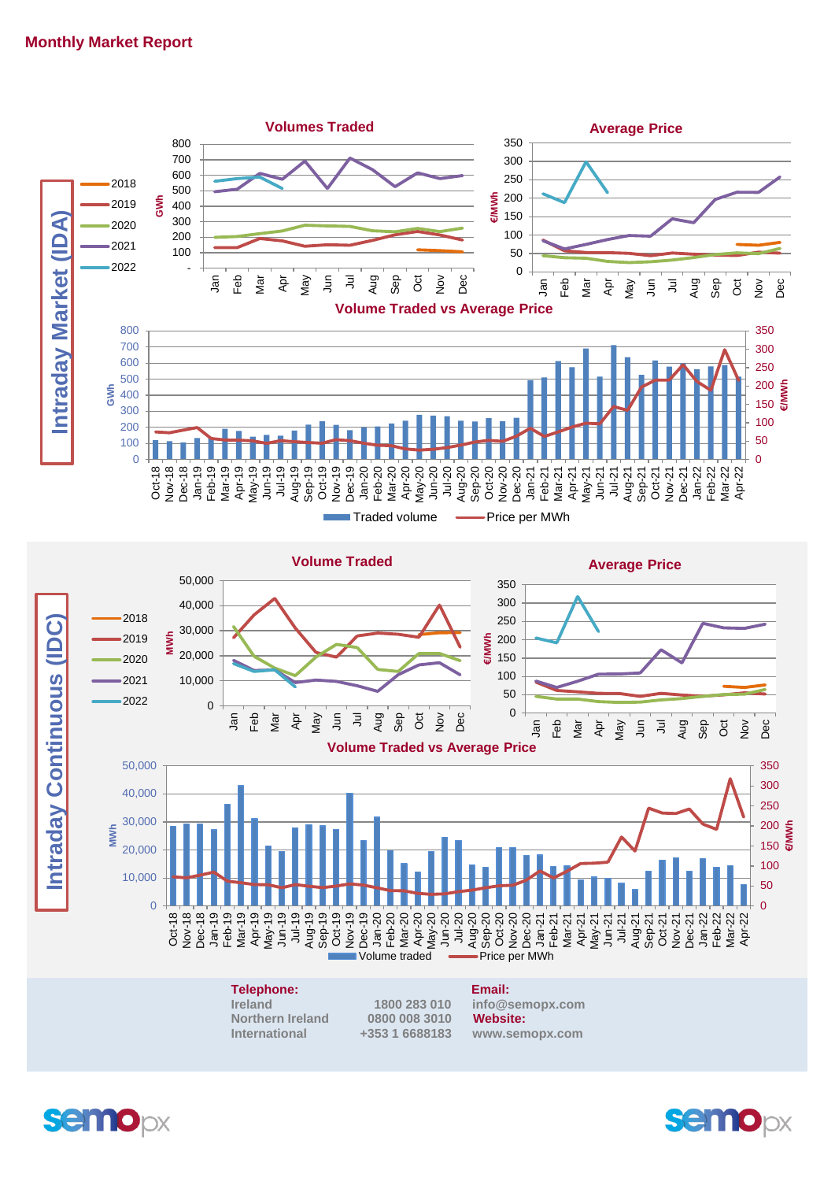**Monthly Market Report**

## Intraday Market (IDA)

**Volumes Traded**

GWh

800
700
600
500
400
300
200
100
-

Jan Feb Mar Apr May Jun Jul Aug Sep Oct Nov Dec

2018
2019
2020
2021
2022

**Average Price**

€/MWh

350
300
250
200
150
100
50
0

Jan Feb Mar Apr May Jun Jul Aug Sep Oct Nov Dec

**Volume Traded vs Average Price**

GWh

800
700
600
500
400
300
200
100
0

€/MWh

350
300
250
200
150
100
50
0

Oct-18 Nov-18 Dec-18 Jan-19 Feb-19 Mar-19 Apr-19 May-19 Jun-19 Jul-19 Aug-19 Sep-19 Oct-19 Nov-19 Dec-19 Jan-20 Feb-20 Mar-20 Apr-20 May-20 Jun-20 Jul-20 Aug-20 Sep-20 Oct-20 Nov-20 Dec-20 Jan-21 Feb-21 Mar-21 Apr-21 May-21 Jun-21 Jul-21 Aug-21 Sep-21 Oct-21 Nov-21 Dec-21 Jan-22 Feb-22 Mar-22 Apr-22

Traded volume
Price per MWh

## Intraday Continuous (IDC)

**Volume Traded**

MWh

50,000
40,000
30,000
20,000
10,000
0

Jan Feb Mar Apr May Jun Jul Aug Sep Oct Nov Dec

2018
2019
2020
2021
2022

**Average Price**

€/MWh

350
300
250
200
150
100
50
0

Jan Feb Mar Apr May Jun Jul Aug Sep Oct Nov Dec

**Volume Traded vs Average Price**

MWh

50,000
40,000
30,000
20,000
10,000
0

€/MWh

350
300
250
200
150
100
50
0

Oct-18 Nov-18 Dec-18 Jan-19 Feb-19 Mar-19 Apr-19 May-19 Jun-19 Jul-19 Aug-19 Sep-19 Oct-19 Nov-19 Dec-19 Jan-20 Feb-20 Mar-20 Apr-20 May-20 Jun-20 Jul-20 Aug-20 Sep-20 Oct-20 Nov-20 Dec-20 Jan-21 Feb-21 Mar-21 Apr-21 May-21 Jun-21 Jul-21 Aug-21 Sep-21 Oct-21 Nov-21 Dec-21 Jan-22 Feb-22 Mar-22 Apr-22

Volume traded
Price per MWh

**Telephone:**

| | |
|---|---|
| Ireland | 1800 283 010 |
| Northern Ireland | 0800 008 3010 |
| International | +353 1 6688183 |

**Email:**
info@semopx.com

**Website:**
www.semopx.com

semopx